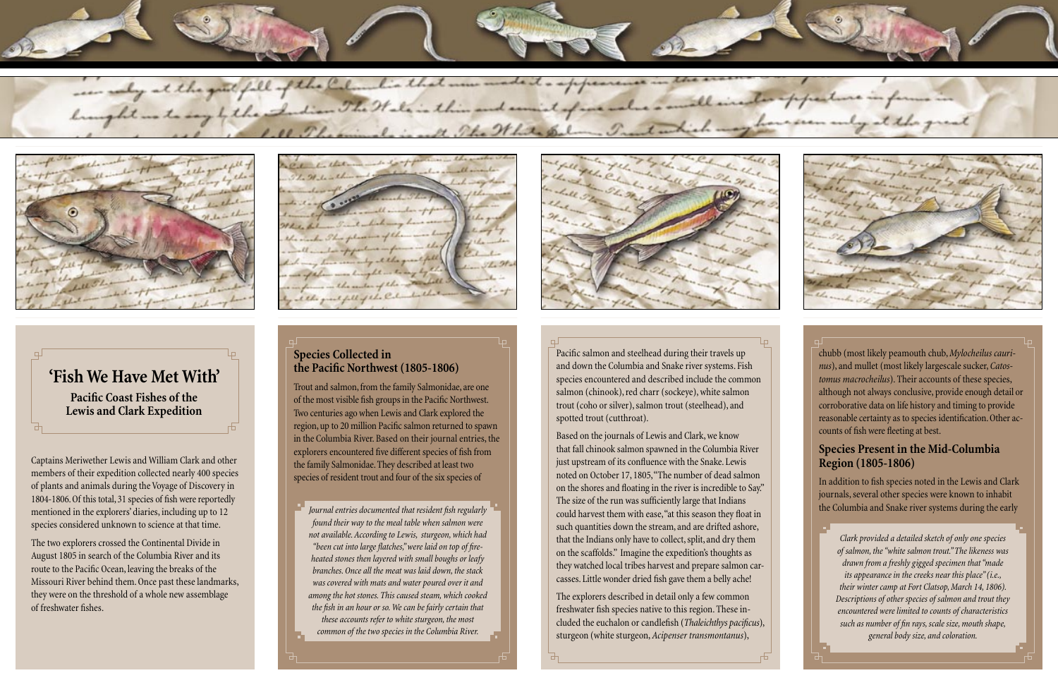# 'Fish We Have Met With'

### Pacific Coast Fishes of the Lewis and Clark Expedition

Captains Meriwether Lewis and William Clark and other members of their expedition collected nearly 400 species of plants and animals during the Voyage of Discovery in 1804-1806. Of this total, 31 species of fish were reportedly mentioned in the explorers' diaries, including up to 12 species considered unknown to science at that time.

The two explorers crossed the Continental Divide in August 1805 in search of the Columbia River and its route to the Pacific Ocean, leaving the breaks of the Missouri River behind them. Once past these landmarks, they were on the threshold of a whole new assemblage of freshwater fishes.

## Species Collected in the Pacific Northwest (1805-1806)

Trout and salmon, from the family Salmonidae, are one of the most visible fish groups in the Pacific Northwest. Two centuries ago when Lewis and Clark explored the region, up to 20 million Pacific salmon returned to spawn in the Columbia River. Based on their journal entries, the explorers encountered five different species of fish from the family Salmonidae. They described at least two species of resident trout and four of the six species of Pacific salmon and steelhead during their travels up and down the Columbia and Snake river systems. Fish species encountered and described include the common salmon (chinook), red charr (sockeye), white salmon trout (coho or silver), salmon trout (steelhead), and spotted trout (cutthroat).

*Journal entries documented that resident fish regularly found their way to the meal table when salmon were not available. According to Lewis, sturgeon, which had "been cut into large flatches," were laid on top of fire-heated stones then layered with small boughs or leafy branches. Once all the meat was laid down, the stack was covered with mats and water poured over it and among the hot stones. This caused steam, which cooked the fish in an hour or so. We can be fairly certain that these accounts refer to white sturgeon, the most common of the two species in the Columbia River.*

Based on the journals of Lewis and Clark, we know that fall chinook salmon spawned in the Columbia River just upstream of its confluence with the Snake. Lewis noted on October 17, 1805, "The number of dead salmon on the shores and floating in the river is incredible to Say." The size of the run was sufficiently large that Indians could harvest them with ease, "at this season they float in such quantities down the stream, and are drifted ashore, that the Indians only have to collect, split, and dry them on the scaffolds." Imagine the expedition's thoughts as they watched local tribes harvest and prepare salmon carcasses. Little wonder dried fish gave them a belly ache!

The explorers described in detail only a few common freshwater fish species native to this region. These included the euchalon or candlefish (*Thaleichthys pacificus*), sturgeon (white sturgeon, *Acipenser transmontanus*), chubb (most likely peamouth chub, *Mylocheilus caurinus*), and mullet (most likely largescale sucker, *Catostomus macrocheilus*). Their accounts of these species, although not always conclusive, provide enough detail or corroborative data on life history and timing to provide reasonable certainty as to species identification. Other accounts of fish were fleeting at best.

## Species Present in the Mid-Columbia Region (1805-1806)

In addition to fish species noted in the Lewis and Clark journals, several other species were known to inhabit the Columbia and Snake river systems during the early

*Clark provided a detailed sketch of only one species of salmon, the "white salmon trout." The likeness was drawn from a freshly gigged specimen that "made its appearance in the creeks near this place" (i.e., their winter camp at Fort Clatsop, March 14, 1806). Descriptions of other species of salmon and trout they encountered were limited to counts of characteristics such as number of fin rays, scale size, mouth shape, general body size, and coloration.*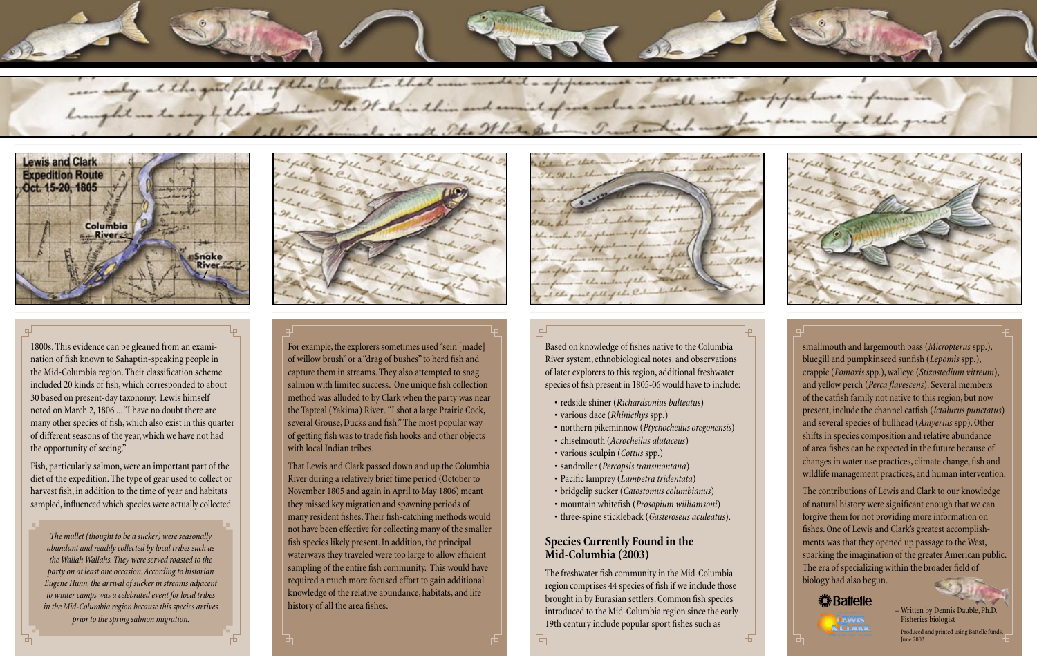Lewis and Clark
Expedition Route
Oct. 15-20, 1805

Columbia River

Snake River

1800s. This evidence can be gleaned from an examination of fish known to Sahaptin-speaking people in the Mid-Columbia region. Their classification scheme included 20 kinds of fish, which corresponded to about 30 based on present-day taxonomy. Lewis himself noted on March 2, 1806 ... "I have no doubt there are many other species of fish, which also exist in this quarter of different seasons of the year, which we have not had the opportunity of seeing."

Fish, particularly salmon, were an important part of the diet of the expedition. The type of gear used to collect or harvest fish, in addition to the time of year and habitats sampled, influenced which species were actually collected.

*The mullet (thought to be a sucker) were seasonally abundant and readily collected by local tribes such as the Wallah Wallahs. They were served roasted to the party on at least one occasion. According to historian Eugene Hunn, the arrival of sucker in streams adjacent to winter camps was a celebrated event for local tribes in the Mid-Columbia region because this species arrives prior to the spring salmon migration.*

For example, the explorers sometimes used "sein [made] of willow brush" or a "drag of bushes" to herd fish and capture them in streams. They also attempted to snag salmon with limited success. One unique fish collection method was alluded to by Clark when the party was near the Tapteal (Yakima) River. "I shot a large Prairie Cock, several Grouse, Ducks and fish." The most popular way of getting fish was to trade fish hooks and other objects with local Indian tribes.

That Lewis and Clark passed down and up the Columbia River during a relatively brief time period (October to November 1805 and again in April to May 1806) meant they missed key migration and spawning periods of many resident fishes. Their fish-catching methods would not have been effective for collecting many of the smaller fish species likely present. In addition, the principal waterways they traveled were too large to allow efficient sampling of the entire fish community. This would have required a much more focused effort to gain additional knowledge of the relative abundance, habitats, and life history of all the area fishes.

Based on knowledge of fishes native to the Columbia River system, ethnobiological notes, and observations of later explorers to this region, additional freshwater species of fish present in 1805-06 would have to include:

- redside shiner (*Richardsonius balteatus*)
- various dace (*Rhinicthys* spp.)
- northern pikeminnow (*Ptychocheilus oregonensis*)
- chiselmouth (*Acrocheilus alutaceus*)
- various sculpin (*Cottus* spp.)
- sandroller (*Percopsis transmontana*)
- Pacific lamprey (*Lampetra tridentata*)
- bridgelip sucker (*Catostomus columbianus*)
- mountain whitefish (*Prosopium williamsoni*)
- three-spine stickleback (*Gasteroseus aculeatus*).

## Species Currently Found in the Mid-Columbia (2003)

The freshwater fish community in the Mid-Columbia region comprises 44 species of fish if we include those brought in by Eurasian settlers. Common fish species introduced to the Mid-Columbia region since the early 19th century include popular sport fishes such as smallmouth and largemouth bass (*Micropterus* spp.), bluegill and pumpkinseed sunfish (*Lepomis* spp.), crappie (*Pomoxis* spp.), walleye (*Stizostedium vitreum*), and yellow perch (*Perca flavescens*). Several members of the catfish family not native to this region, but now present, include the channel catfish (*Ictalurus punctatus*) and several species of bullhead (*Amyerius* spp). Other shifts in species composition and relative abundance of area fishes can be expected in the future because of changes in water use practices, climate change, fish and wildlife management practices, and human intervention.

The contributions of Lewis and Clark to our knowledge of natural history were significant enough that we can forgive them for not providing more information on fishes. One of Lewis and Clark's greatest accomplishments was that they opened up passage to the West, sparking the imagination of the greater American public. The era of specializing within the broader field of biology had also begun.

Battelle

Lewis & Clark

– Written by Dennis Dauble, Ph.D.
Fisheries biologist

Produced and printed using Battelle funds.
June 2003